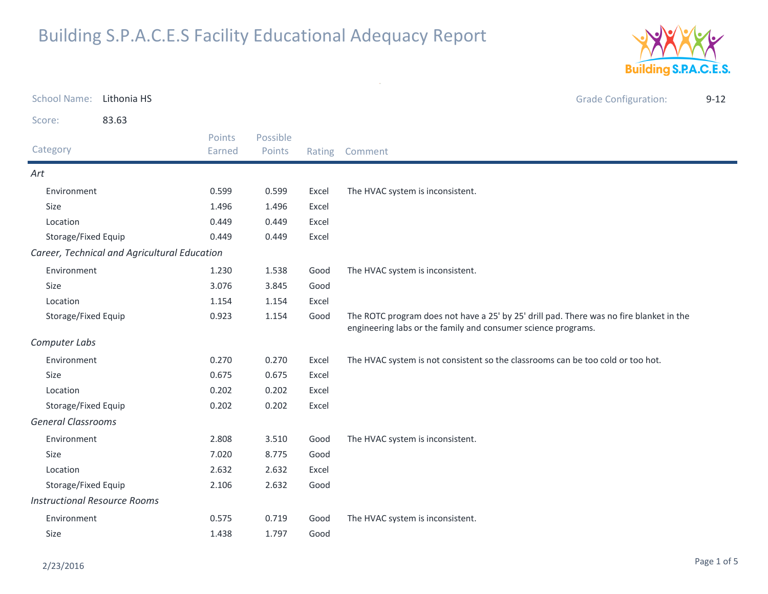# Building S.P.A.C.E.S Facility Educational Adequacy Report

School Name: Lithonia HS

Grade Configuration: 9-12

Score: 83.63

| Category | Points Earned | Possible Points | Rating | Comment |
|---|---|---|---|---|
| *Art* | | | | |
| Environment | 0.599 | 0.599 | Excel | The HVAC system is inconsistent. |
| Size | 1.496 | 1.496 | Excel | |
| Location | 0.449 | 0.449 | Excel | |
| Storage/Fixed Equip | 0.449 | 0.449 | Excel | |
| *Career, Technical and Agricultural Education* | | | | |
| Environment | 1.230 | 1.538 | Good | The HVAC system is inconsistent. |
| Size | 3.076 | 3.845 | Good | |
| Location | 1.154 | 1.154 | Excel | |
| Storage/Fixed Equip | 0.923 | 1.154 | Good | The ROTC program does not have a 25' by 25' drill pad. There was no fire blanket in the engineering labs or the family and consumer science programs. |
| *Computer Labs* | | | | |
| Environment | 0.270 | 0.270 | Excel | The HVAC system is not consistent so the classrooms can be too cold or too hot. |
| Size | 0.675 | 0.675 | Excel | |
| Location | 0.202 | 0.202 | Excel | |
| Storage/Fixed Equip | 0.202 | 0.202 | Excel | |
| *General Classrooms* | | | | |
| Environment | 2.808 | 3.510 | Good | The HVAC system is inconsistent. |
| Size | 7.020 | 8.775 | Good | |
| Location | 2.632 | 2.632 | Excel | |
| Storage/Fixed Equip | 2.106 | 2.632 | Good | |
| *Instructional Resource Rooms* | | | | |
| Environment | 0.575 | 0.719 | Good | The HVAC system is inconsistent. |
| Size | 1.438 | 1.797 | Good | |

2/23/2016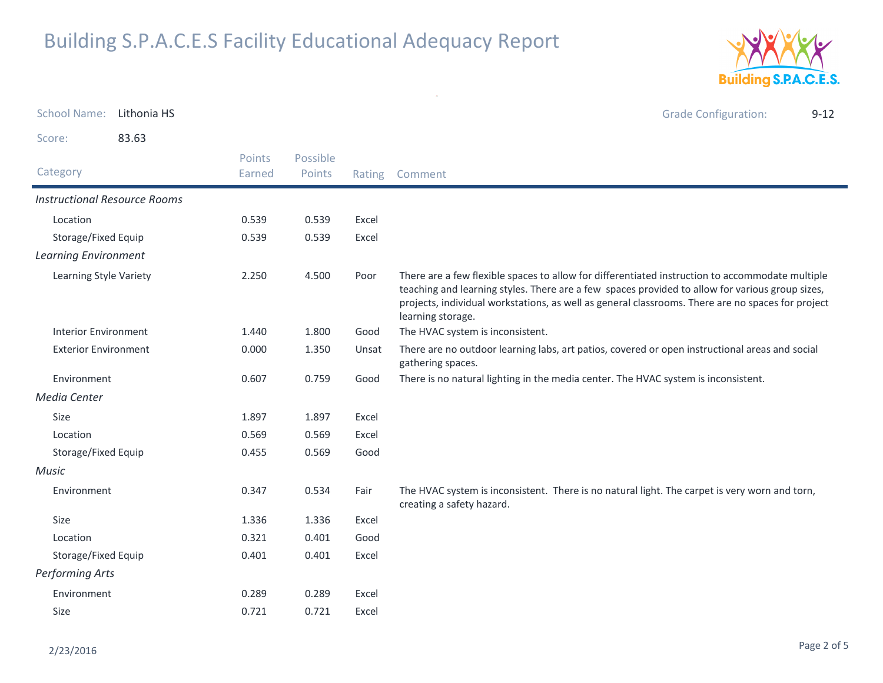# Building S.P.A.C.E.S Facility Educational Adequacy Report

School Name: Lithonia HS

Grade Configuration: 9-12

Score: 83.63

| Category | Points Earned | Possible Points | Rating | Comment |
|---|---|---|---|---|
| *Instructional Resource Rooms* | | | | |
| Location | 0.539 | 0.539 | Excel | |
| Storage/Fixed Equip | 0.539 | 0.539 | Excel | |
| *Learning Environment* | | | | |
| Learning Style Variety | 2.250 | 4.500 | Poor | There are a few flexible spaces to allow for differentiated instruction to accommodate multiple teaching and learning styles. There are a few spaces provided to allow for various group sizes, projects, individual workstations, as well as general classrooms. There are no spaces for project learning storage. |
| Interior Environment | 1.440 | 1.800 | Good | The HVAC system is inconsistent. |
| Exterior Environment | 0.000 | 1.350 | Unsat | There are no outdoor learning labs, art patios, covered or open instructional areas and social gathering spaces. |
| Environment | 0.607 | 0.759 | Good | There is no natural lighting in the media center. The HVAC system is inconsistent. |
| *Media Center* | | | | |
| Size | 1.897 | 1.897 | Excel | |
| Location | 0.569 | 0.569 | Excel | |
| Storage/Fixed Equip | 0.455 | 0.569 | Good | |
| *Music* | | | | |
| Environment | 0.347 | 0.534 | Fair | The HVAC system is inconsistent. There is no natural light. The carpet is very worn and torn, creating a safety hazard. |
| Size | 1.336 | 1.336 | Excel | |
| Location | 0.321 | 0.401 | Good | |
| Storage/Fixed Equip | 0.401 | 0.401 | Excel | |
| *Performing Arts* | | | | |
| Environment | 0.289 | 0.289 | Excel | |
| Size | 0.721 | 0.721 | Excel | |

2/23/2016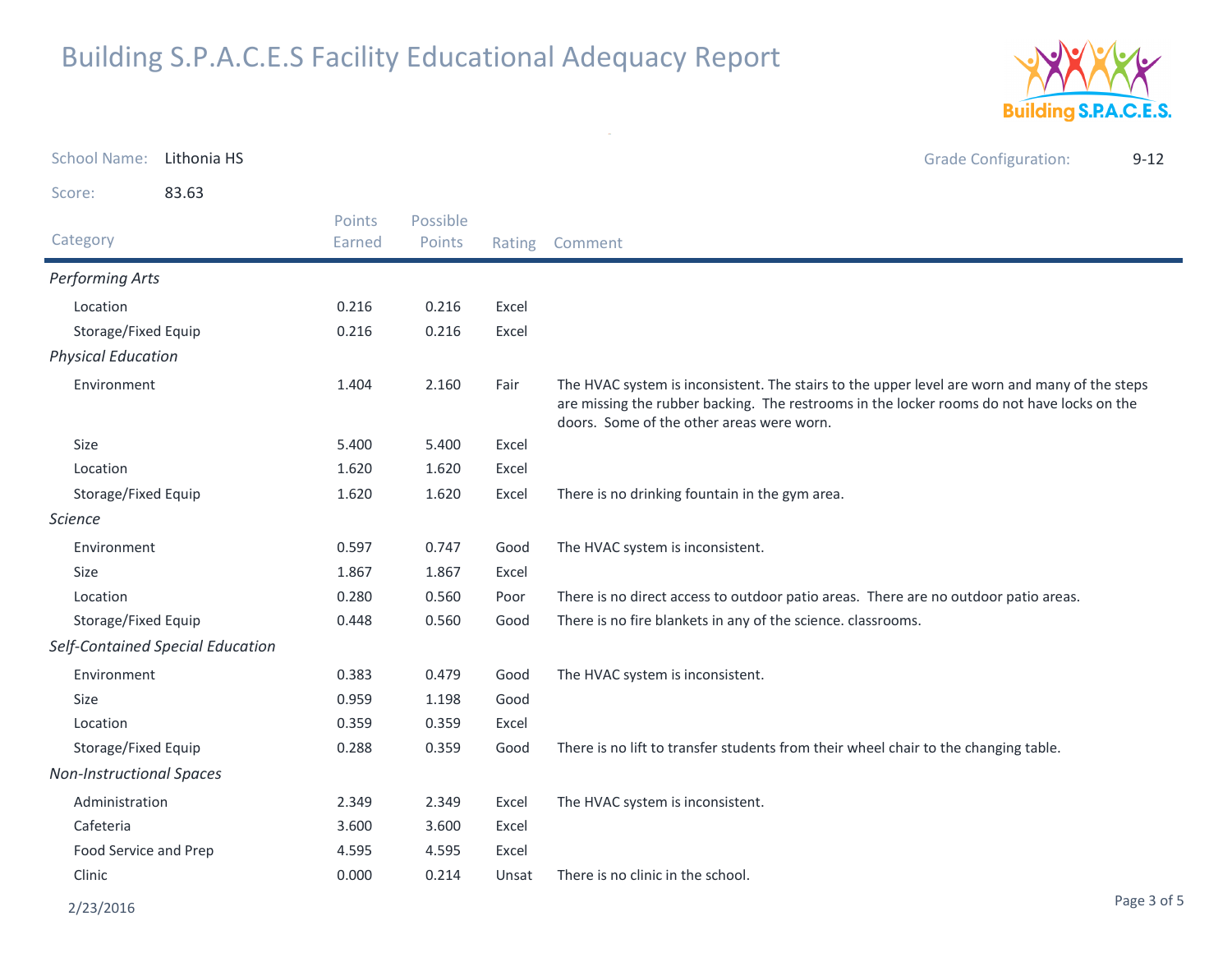# Building S.P.A.C.E.S Facility Educational Adequacy Report

School Name: Lithonia HS

Grade Configuration: 9-12

Score: 83.63

| Category | Points Earned | Possible Points | Rating | Comment |
|---|---|---|---|---|
| *Performing Arts* | | | | |
| Location | 0.216 | 0.216 | Excel | |
| Storage/Fixed Equip | 0.216 | 0.216 | Excel | |
| *Physical Education* | | | | |
| Environment | 1.404 | 2.160 | Fair | The HVAC system is inconsistent. The stairs to the upper level are worn and many of the steps are missing the rubber backing. The restrooms in the locker rooms do not have locks on the doors. Some of the other areas were worn. |
| Size | 5.400 | 5.400 | Excel | |
| Location | 1.620 | 1.620 | Excel | |
| Storage/Fixed Equip | 1.620 | 1.620 | Excel | There is no drinking fountain in the gym area. |
| *Science* | | | | |
| Environment | 0.597 | 0.747 | Good | The HVAC system is inconsistent. |
| Size | 1.867 | 1.867 | Excel | |
| Location | 0.280 | 0.560 | Poor | There is no direct access to outdoor patio areas. There are no outdoor patio areas. |
| Storage/Fixed Equip | 0.448 | 0.560 | Good | There is no fire blankets in any of the science. classrooms. |
| *Self-Contained Special Education* | | | | |
| Environment | 0.383 | 0.479 | Good | The HVAC system is inconsistent. |
| Size | 0.959 | 1.198 | Good | |
| Location | 0.359 | 0.359 | Excel | |
| Storage/Fixed Equip | 0.288 | 0.359 | Good | There is no lift to transfer students from their wheel chair to the changing table. |
| *Non-Instructional Spaces* | | | | |
| Administration | 2.349 | 2.349 | Excel | The HVAC system is inconsistent. |
| Cafeteria | 3.600 | 3.600 | Excel | |
| Food Service and Prep | 4.595 | 4.595 | Excel | |
| Clinic | 0.000 | 0.214 | Unsat | There is no clinic in the school. |

2/23/2016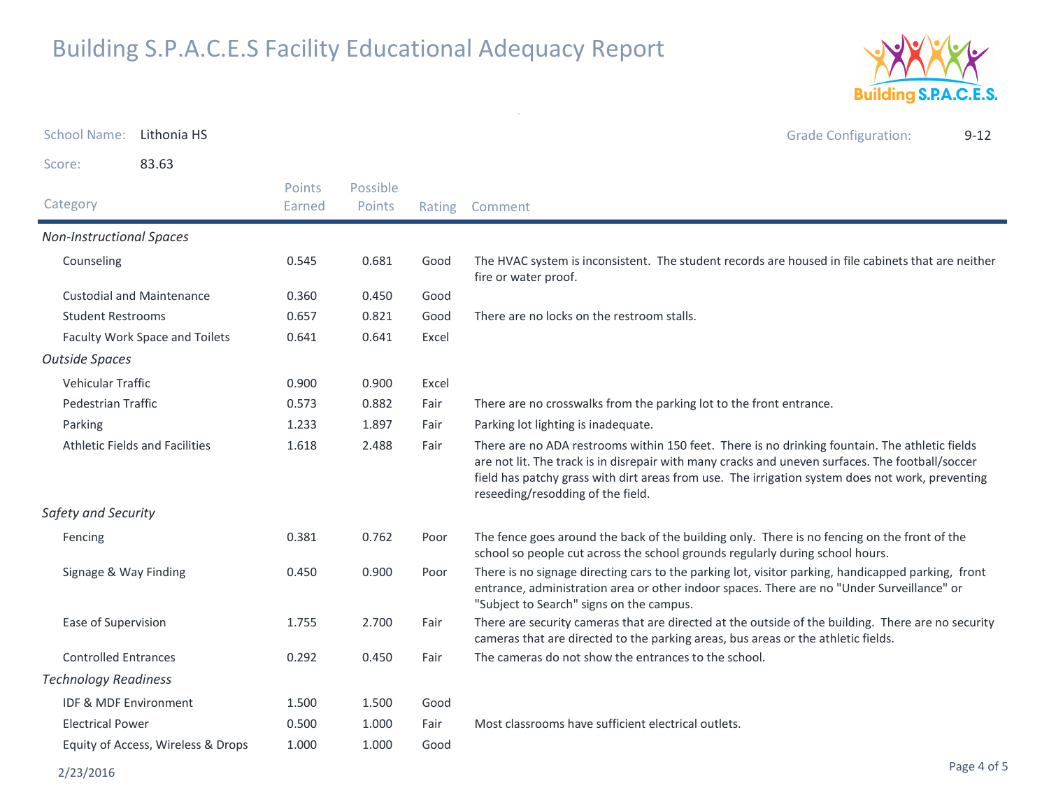# Building S.P.A.C.E.S Facility Educational Adequacy Report

School Name: Lithonia HS

Grade Configuration: 9-12

Score: 83.63

| Category | Points Earned | Possible Points | Rating | Comment |
|---|---|---|---|---|
| *Non-Instructional Spaces* | | | | |
| Counseling | 0.545 | 0.681 | Good | The HVAC system is inconsistent. The student records are housed in file cabinets that are neither fire or water proof. |
| Custodial and Maintenance | 0.360 | 0.450 | Good | |
| Student Restrooms | 0.657 | 0.821 | Good | There are no locks on the restroom stalls. |
| Faculty Work Space and Toilets | 0.641 | 0.641 | Excel | |
| *Outside Spaces* | | | | |
| Vehicular Traffic | 0.900 | 0.900 | Excel | |
| Pedestrian Traffic | 0.573 | 0.882 | Fair | There are no crosswalks from the parking lot to the front entrance. |
| Parking | 1.233 | 1.897 | Fair | Parking lot lighting is inadequate. |
| Athletic Fields and Facilities | 1.618 | 2.488 | Fair | There are no ADA restrooms within 150 feet. There is no drinking fountain. The athletic fields are not lit. The track is in disrepair with many cracks and uneven surfaces. The football/soccer field has patchy grass with dirt areas from use. The irrigation system does not work, preventing reseeding/resodding of the field. |
| *Safety and Security* | | | | |
| Fencing | 0.381 | 0.762 | Poor | The fence goes around the back of the building only. There is no fencing on the front of the school so people cut across the school grounds regularly during school hours. |
| Signage & Way Finding | 0.450 | 0.900 | Poor | There is no signage directing cars to the parking lot, visitor parking, handicapped parking, front entrance, administration area or other indoor spaces. There are no "Under Surveillance" or "Subject to Search" signs on the campus. |
| Ease of Supervision | 1.755 | 2.700 | Fair | There are security cameras that are directed at the outside of the building. There are no security cameras that are directed to the parking areas, bus areas or the athletic fields. |
| Controlled Entrances | 0.292 | 0.450 | Fair | The cameras do not show the entrances to the school. |
| *Technology Readiness* | | | | |
| IDF & MDF Environment | 1.500 | 1.500 | Good | |
| Electrical Power | 0.500 | 1.000 | Fair | Most classrooms have sufficient electrical outlets. |
| Equity of Access, Wireless & Drops | 1.000 | 1.000 | Good | |

2/23/2016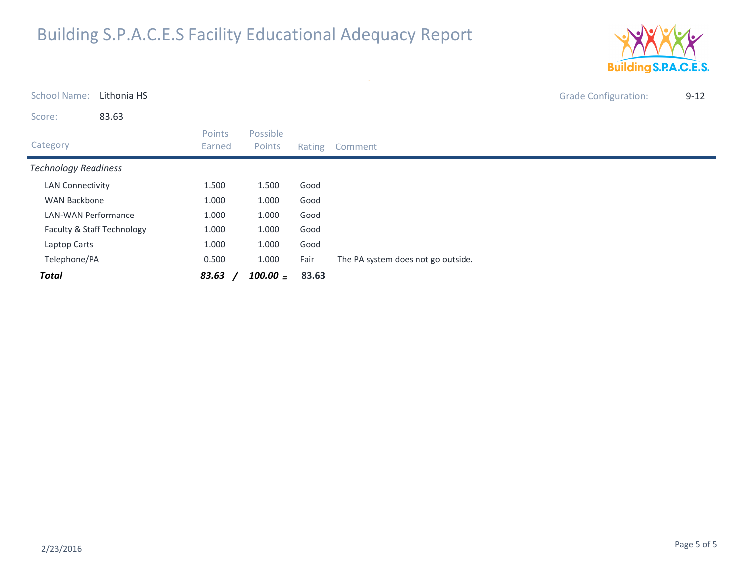# Building S.P.A.C.E.S Facility Educational Adequacy Report

School Name: Lithonia HS

Grade Configuration: 9-12

Score: 83.63

| Category | Points Earned | Possible Points | Rating | Comment |
|---|---|---|---|---|
| *Technology Readiness* | | | | |
| LAN Connectivity | 1.500 | 1.500 | Good | |
| WAN Backbone | 1.000 | 1.000 | Good | |
| LAN-WAN Performance | 1.000 | 1.000 | Good | |
| Faculty & Staff Technology | 1.000 | 1.000 | Good | |
| Laptop Carts | 1.000 | 1.000 | Good | |
| Telephone/PA | 0.500 | 1.000 | Fair | The PA system does not go outside. |
| ***Total*** | ***83.63 /*** | ***100.00 =*** | **83.63** | |

2/23/2016